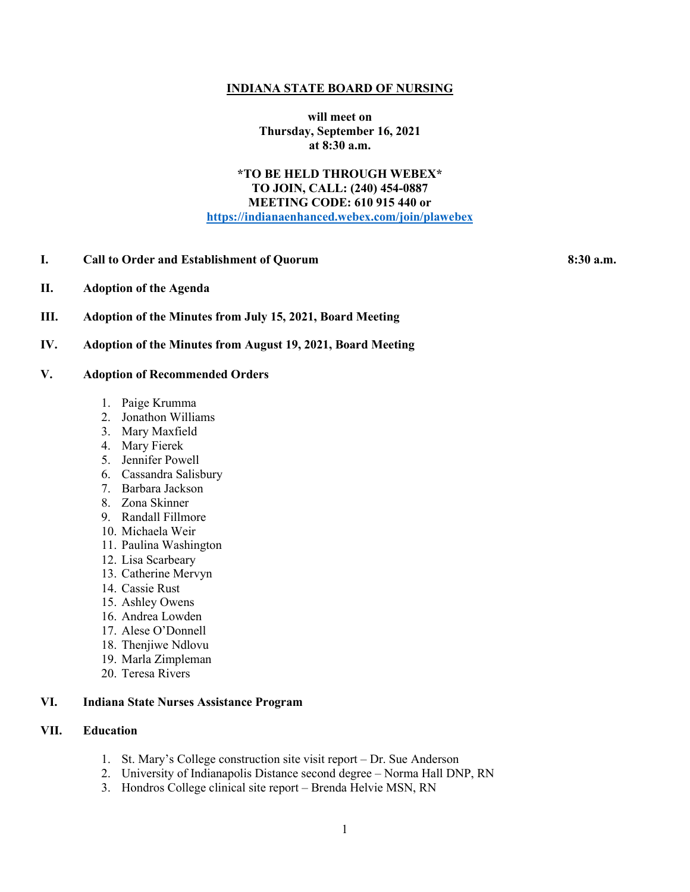# INDIANA STATE BOARD OF NURSING

**will meet on**
**Thursday, September 16, 2021**
**at 8:30 a.m.**

**\*TO BE HELD THROUGH WEBEX\***
**TO JOIN, CALL: (240) 454-0887**
**MEETING CODE: 610 915 440 or**
**https://indianaenhanced.webex.com/join/plawebex**

**I. Call to Order and Establishment of Quorum** **8:30 a.m.**

**II. Adoption of the Agenda**

**III. Adoption of the Minutes from July 15, 2021, Board Meeting**

**IV. Adoption of the Minutes from August 19, 2021, Board Meeting**

**V. Adoption of Recommended Orders**

1. Paige Krumma
2. Jonathon Williams
3. Mary Maxfield
4. Mary Fierek
5. Jennifer Powell
6. Cassandra Salisbury
7. Barbara Jackson
8. Zona Skinner
9. Randall Fillmore
10. Michaela Weir
11. Paulina Washington
12. Lisa Scarbeary
13. Catherine Mervyn
14. Cassie Rust
15. Ashley Owens
16. Andrea Lowden
17. Alese O'Donnell
18. Thenjiwe Ndlovu
19. Marla Zimpleman
20. Teresa Rivers

**VI. Indiana State Nurses Assistance Program**

**VII. Education**

1. St. Mary's College construction site visit report – Dr. Sue Anderson
2. University of Indianapolis Distance second degree – Norma Hall DNP, RN
3. Hondros College clinical site report – Brenda Helvie MSN, RN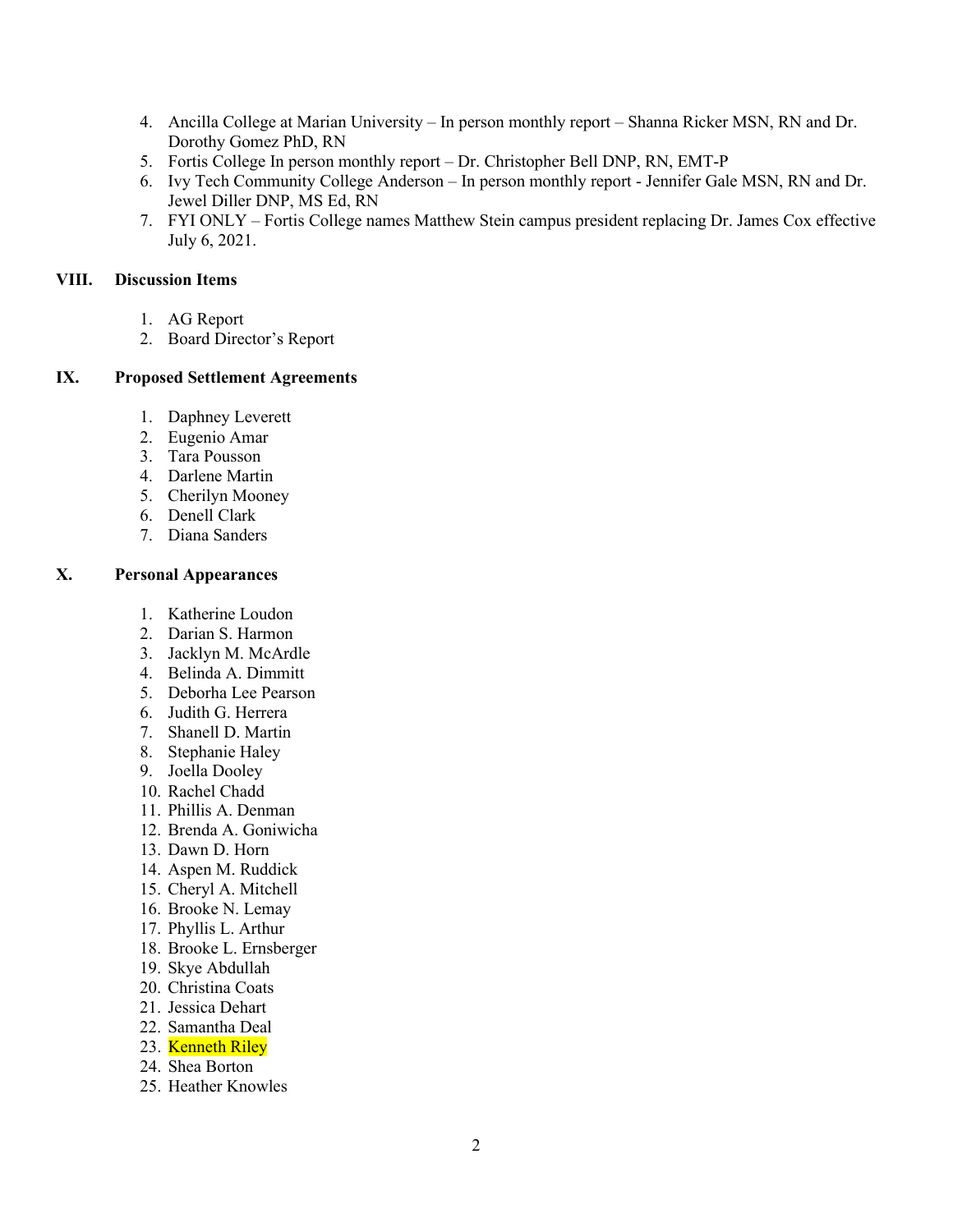4. Ancilla College at Marian University – In person monthly report – Shanna Ricker MSN, RN and Dr. Dorothy Gomez PhD, RN
5. Fortis College In person monthly report – Dr. Christopher Bell DNP, RN, EMT-P
6. Ivy Tech Community College Anderson – In person monthly report - Jennifer Gale MSN, RN and Dr. Jewel Diller DNP, MS Ed, RN
7. FYI ONLY – Fortis College names Matthew Stein campus president replacing Dr. James Cox effective July 6, 2021.

## VIII. Discussion Items

1. AG Report
2. Board Director's Report

## IX. Proposed Settlement Agreements

1. Daphney Leverett
2. Eugenio Amar
3. Tara Pousson
4. Darlene Martin
5. Cherilyn Mooney
6. Denell Clark
7. Diana Sanders

## X. Personal Appearances

1. Katherine Loudon
2. Darian S. Harmon
3. Jacklyn M. McArdle
4. Belinda A. Dimmitt
5. Deborha Lee Pearson
6. Judith G. Herrera
7. Shanell D. Martin
8. Stephanie Haley
9. Joella Dooley
10. Rachel Chadd
11. Phillis A. Denman
12. Brenda A. Goniwicha
13. Dawn D. Horn
14. Aspen M. Ruddick
15. Cheryl A. Mitchell
16. Brooke N. Lemay
17. Phyllis L. Arthur
18. Brooke L. Ernsberger
19. Skye Abdullah
20. Christina Coats
21. Jessica Dehart
22. Samantha Deal
23. Kenneth Riley
24. Shea Borton
25. Heather Knowles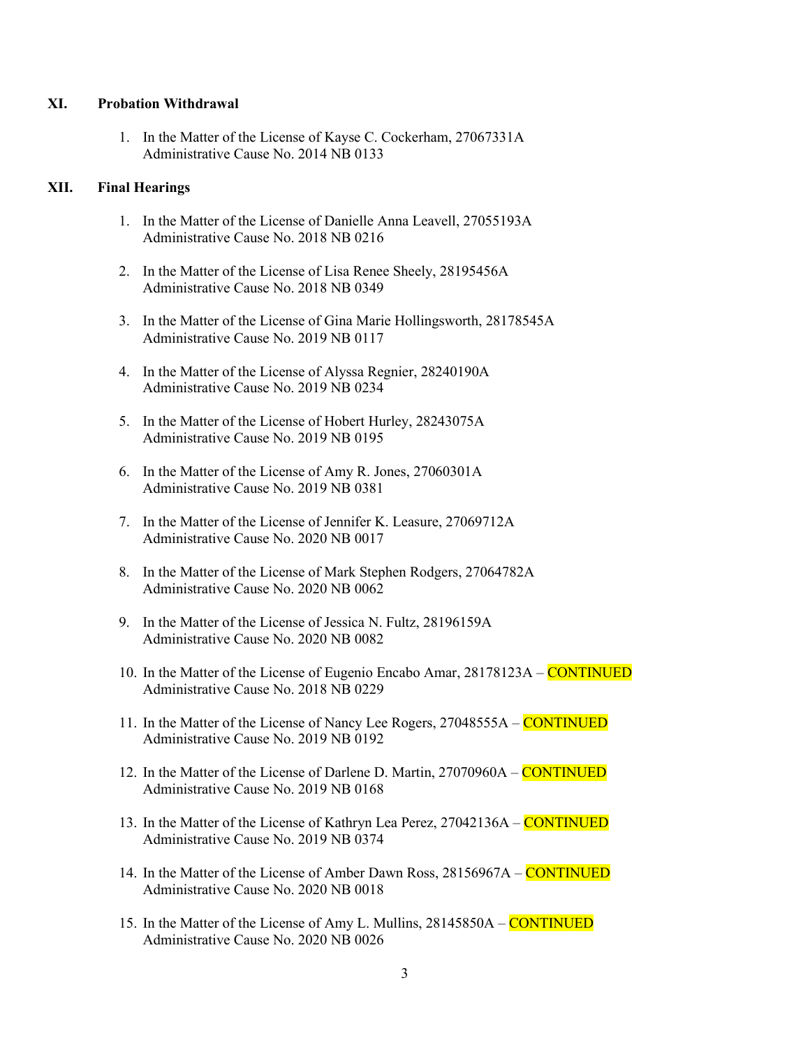## XI. Probation Withdrawal

1. In the Matter of the License of Kayse C. Cockerham, 27067331A
   Administrative Cause No. 2014 NB 0133

## XII. Final Hearings

1. In the Matter of the License of Danielle Anna Leavell, 27055193A
   Administrative Cause No. 2018 NB 0216

2. In the Matter of the License of Lisa Renee Sheely, 28195456A
   Administrative Cause No. 2018 NB 0349

3. In the Matter of the License of Gina Marie Hollingsworth, 28178545A
   Administrative Cause No. 2019 NB 0117

4. In the Matter of the License of Alyssa Regnier, 28240190A
   Administrative Cause No. 2019 NB 0234

5. In the Matter of the License of Hobert Hurley, 28243075A
   Administrative Cause No. 2019 NB 0195

6. In the Matter of the License of Amy R. Jones, 27060301A
   Administrative Cause No. 2019 NB 0381

7. In the Matter of the License of Jennifer K. Leasure, 27069712A
   Administrative Cause No. 2020 NB 0017

8. In the Matter of the License of Mark Stephen Rodgers, 27064782A
   Administrative Cause No. 2020 NB 0062

9. In the Matter of the License of Jessica N. Fultz, 28196159A
   Administrative Cause No. 2020 NB 0082

10. In the Matter of the License of Eugenio Encabo Amar, 28178123A – CONTINUED
    Administrative Cause No. 2018 NB 0229

11. In the Matter of the License of Nancy Lee Rogers, 27048555A – CONTINUED
    Administrative Cause No. 2019 NB 0192

12. In the Matter of the License of Darlene D. Martin, 27070960A – CONTINUED
    Administrative Cause No. 2019 NB 0168

13. In the Matter of the License of Kathryn Lea Perez, 27042136A – CONTINUED
    Administrative Cause No. 2019 NB 0374

14. In the Matter of the License of Amber Dawn Ross, 28156967A – CONTINUED
    Administrative Cause No. 2020 NB 0018

15. In the Matter of the License of Amy L. Mullins, 28145850A – CONTINUED
    Administrative Cause No. 2020 NB 0026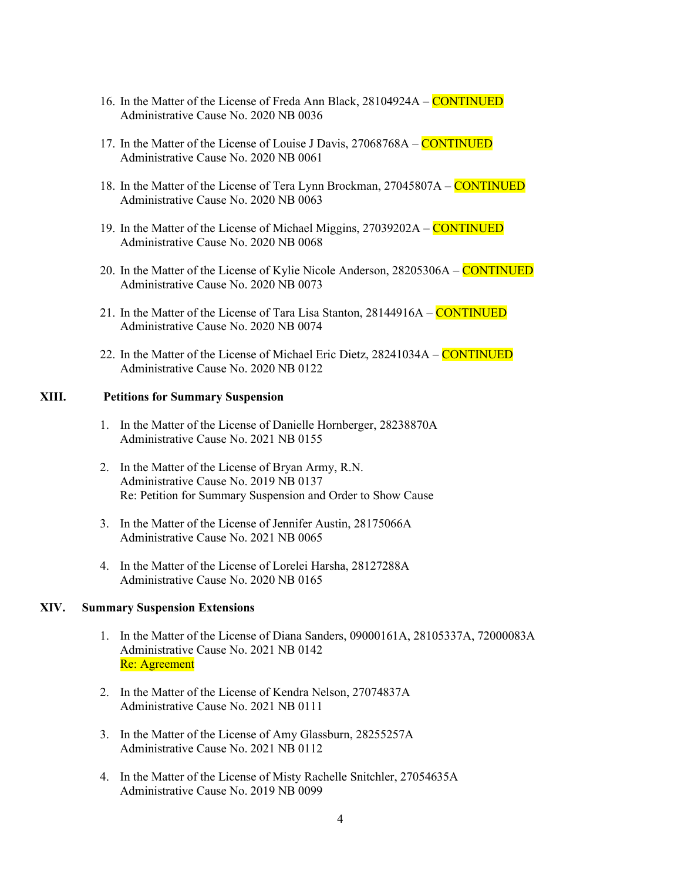16. In the Matter of the License of Freda Ann Black, 28104924A – CONTINUED
    Administrative Cause No. 2020 NB 0036

17. In the Matter of the License of Louise J Davis, 27068768A – CONTINUED
    Administrative Cause No. 2020 NB 0061

18. In the Matter of the License of Tera Lynn Brockman, 27045807A – CONTINUED
    Administrative Cause No. 2020 NB 0063

19. In the Matter of the License of Michael Miggins, 27039202A – CONTINUED
    Administrative Cause No. 2020 NB 0068

20. In the Matter of the License of Kylie Nicole Anderson, 28205306A – CONTINUED
    Administrative Cause No. 2020 NB 0073

21. In the Matter of the License of Tara Lisa Stanton, 28144916A – CONTINUED
    Administrative Cause No. 2020 NB 0074

22. In the Matter of the License of Michael Eric Dietz, 28241034A – CONTINUED
    Administrative Cause No. 2020 NB 0122

## XIII. Petitions for Summary Suspension

1. In the Matter of the License of Danielle Hornberger, 28238870A
   Administrative Cause No. 2021 NB 0155

2. In the Matter of the License of Bryan Army, R.N.
   Administrative Cause No. 2019 NB 0137
   Re: Petition for Summary Suspension and Order to Show Cause

3. In the Matter of the License of Jennifer Austin, 28175066A
   Administrative Cause No. 2021 NB 0065

4. In the Matter of the License of Lorelei Harsha, 28127288A
   Administrative Cause No. 2020 NB 0165

## XIV. Summary Suspension Extensions

1. In the Matter of the License of Diana Sanders, 09000161A, 28105337A, 72000083A
   Administrative Cause No. 2021 NB 0142
   Re: Agreement

2. In the Matter of the License of Kendra Nelson, 27074837A
   Administrative Cause No. 2021 NB 0111

3. In the Matter of the License of Amy Glassburn, 28255257A
   Administrative Cause No. 2021 NB 0112

4. In the Matter of the License of Misty Rachelle Snitchler, 27054635A
   Administrative Cause No. 2019 NB 0099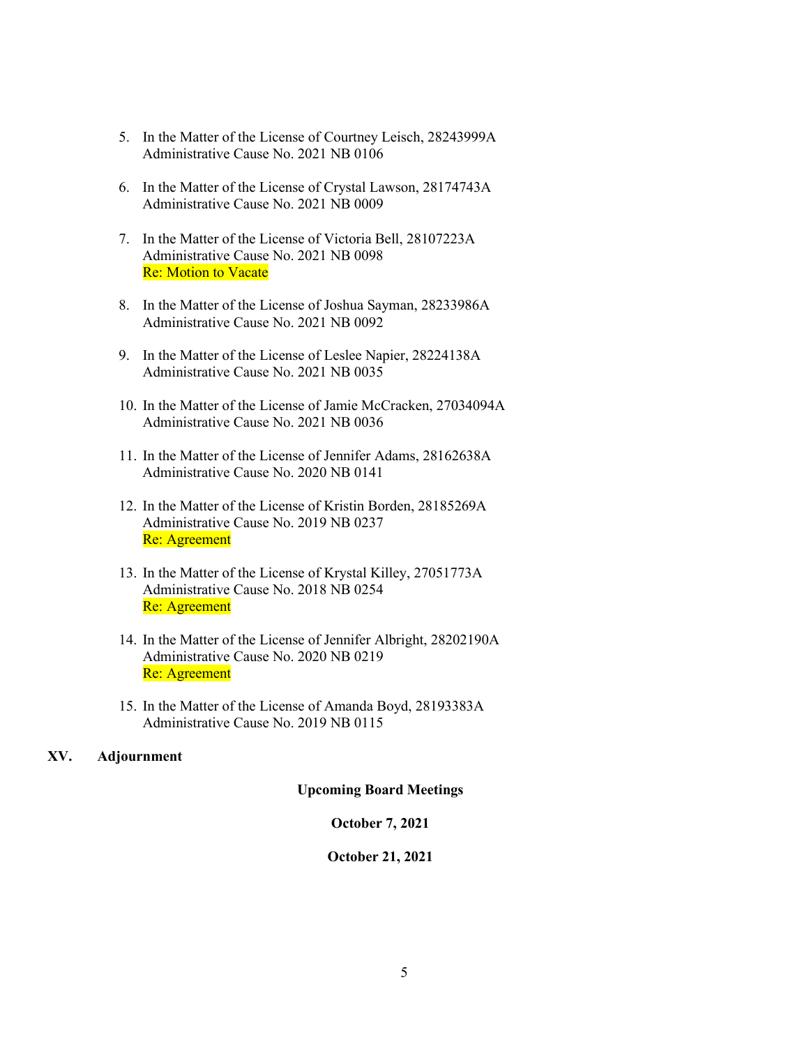5. In the Matter of the License of Courtney Leisch, 28243999A
   Administrative Cause No. 2021 NB 0106

6. In the Matter of the License of Crystal Lawson, 28174743A
   Administrative Cause No. 2021 NB 0009

7. In the Matter of the License of Victoria Bell, 28107223A
   Administrative Cause No. 2021 NB 0098
   Re: Motion to Vacate

8. In the Matter of the License of Joshua Sayman, 28233986A
   Administrative Cause No. 2021 NB 0092

9. In the Matter of the License of Leslee Napier, 28224138A
   Administrative Cause No. 2021 NB 0035

10. In the Matter of the License of Jamie McCracken, 27034094A
    Administrative Cause No. 2021 NB 0036

11. In the Matter of the License of Jennifer Adams, 28162638A
    Administrative Cause No. 2020 NB 0141

12. In the Matter of the License of Kristin Borden, 28185269A
    Administrative Cause No. 2019 NB 0237
    Re: Agreement

13. In the Matter of the License of Krystal Killey, 27051773A
    Administrative Cause No. 2018 NB 0254
    Re: Agreement

14. In the Matter of the License of Jennifer Albright, 28202190A
    Administrative Cause No. 2020 NB 0219
    Re: Agreement

15. In the Matter of the License of Amanda Boyd, 28193383A
    Administrative Cause No. 2019 NB 0115

## XV. Adjournment

**Upcoming Board Meetings**

**October 7, 2021**

**October 21, 2021**